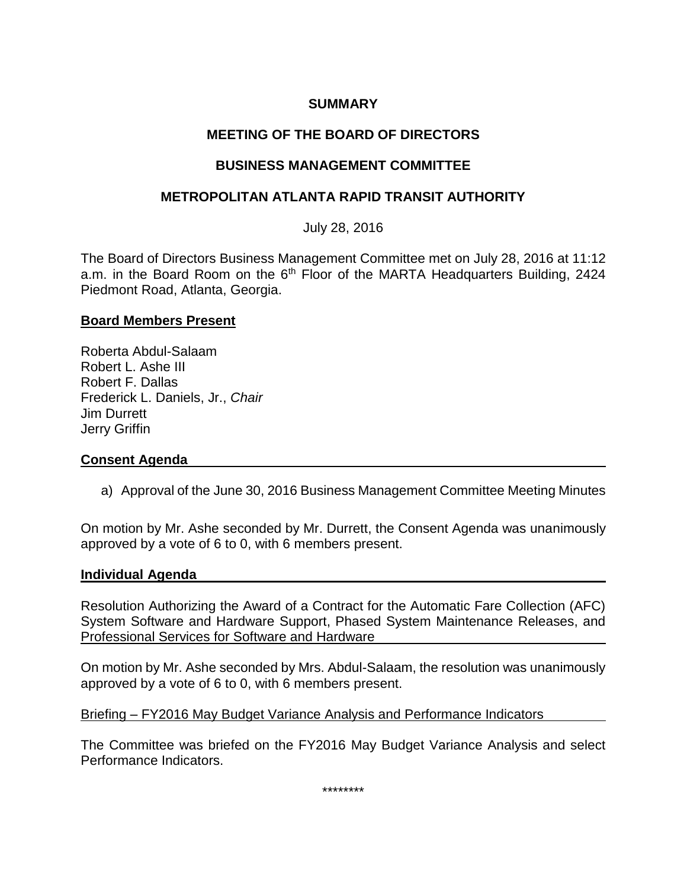# SUMMARY

## MEETING OF THE BOARD OF DIRECTORS

## BUSINESS MANAGEMENT COMMITTEE

## METROPOLITAN ATLANTA RAPID TRANSIT AUTHORITY

July 28, 2016

The Board of Directors Business Management Committee met on July 28, 2016 at 11:12 a.m. in the Board Room on the 6th Floor of the MARTA Headquarters Building, 2424 Piedmont Road, Atlanta, Georgia.

**Board Members Present**

Roberta Abdul-Salaam
Robert L. Ashe III
Robert F. Dallas
Frederick L. Daniels, Jr., *Chair*
Jim Durrett
Jerry Griffin

**Consent Agenda**

a) Approval of the June 30, 2016 Business Management Committee Meeting Minutes

On motion by Mr. Ashe seconded by Mr. Durrett, the Consent Agenda was unanimously approved by a vote of 6 to 0, with 6 members present.

**Individual Agenda**

Resolution Authorizing the Award of a Contract for the Automatic Fare Collection (AFC) System Software and Hardware Support, Phased System Maintenance Releases, and Professional Services for Software and Hardware

On motion by Mr. Ashe seconded by Mrs. Abdul-Salaam, the resolution was unanimously approved by a vote of 6 to 0, with 6 members present.

Briefing – FY2016 May Budget Variance Analysis and Performance Indicators

The Committee was briefed on the FY2016 May Budget Variance Analysis and select Performance Indicators.

********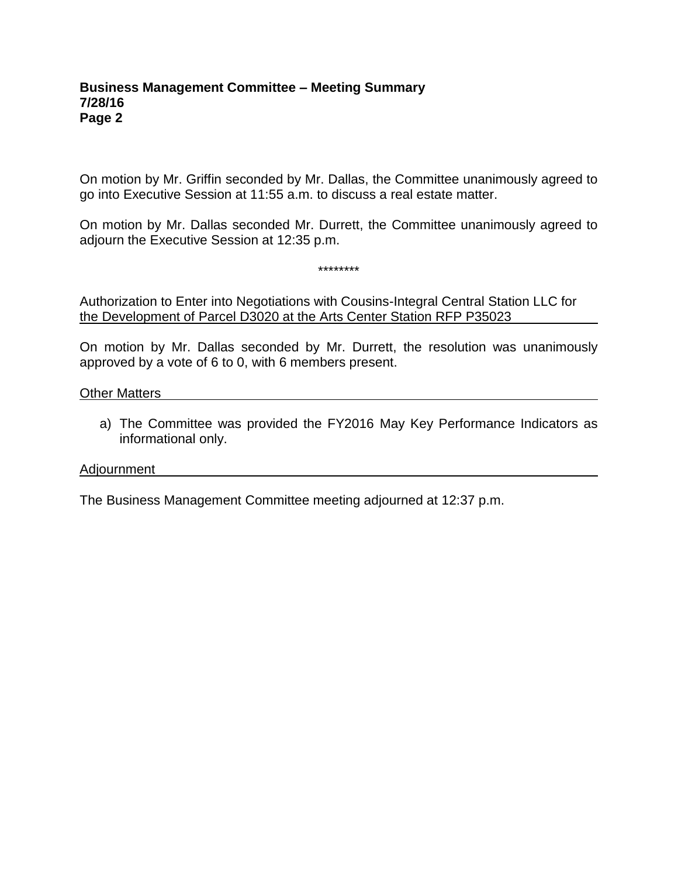On motion by Mr. Griffin seconded by Mr. Dallas, the Committee unanimously agreed to go into Executive Session at 11:55 a.m. to discuss a real estate matter.

On motion by Mr. Dallas seconded Mr. Durrett, the Committee unanimously agreed to adjourn the Executive Session at 12:35 p.m.

********

Authorization to Enter into Negotiations with Cousins-Integral Central Station LLC for the Development of Parcel D3020 at the Arts Center Station RFP P35023

On motion by Mr. Dallas seconded by Mr. Durrett, the resolution was unanimously approved by a vote of 6 to 0, with 6 members present.

Other Matters

a) The Committee was provided the FY2016 May Key Performance Indicators as informational only.

Adjournment

The Business Management Committee meeting adjourned at 12:37 p.m.